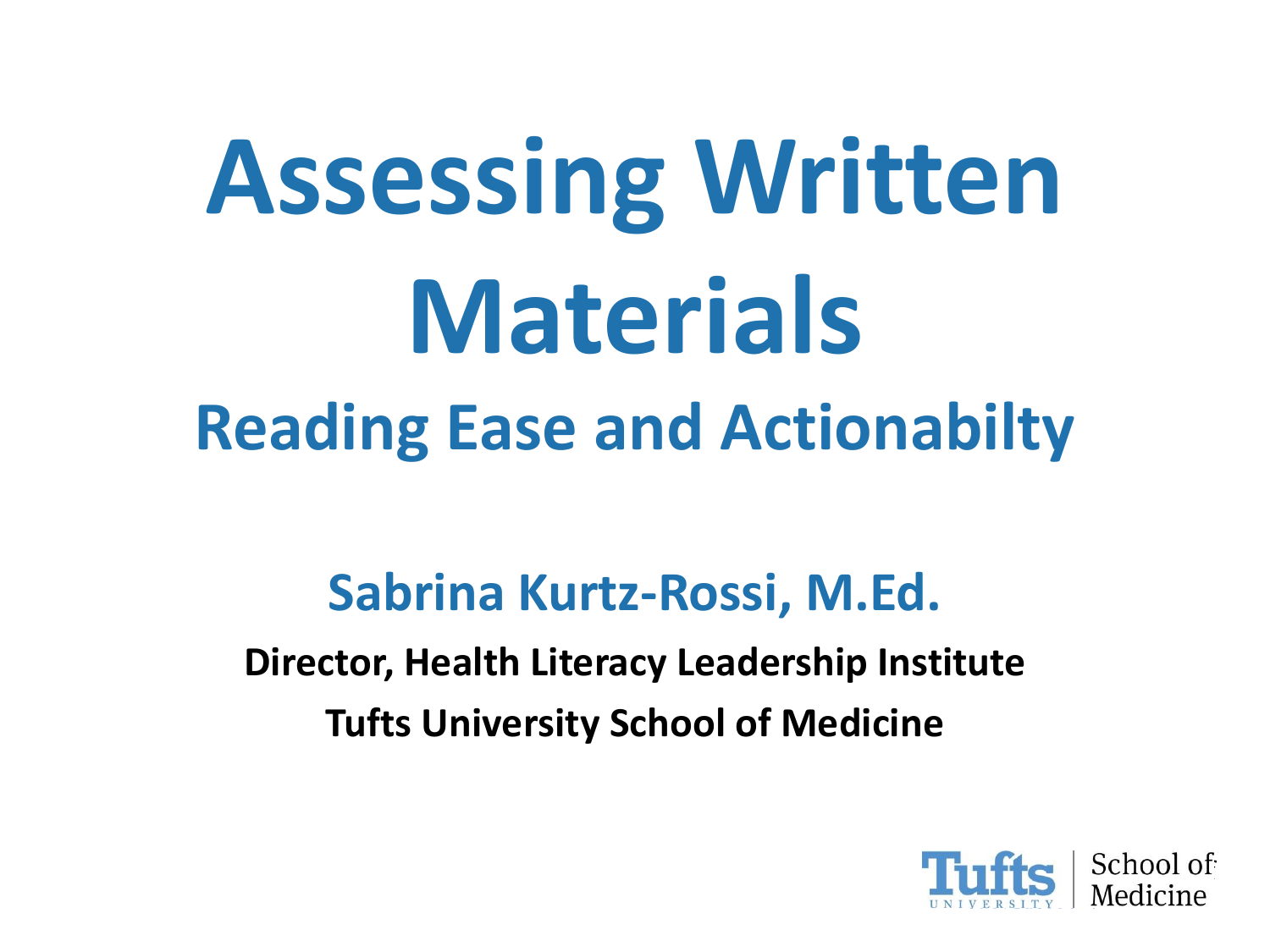# Assessing Written Materials

## Reading Ease and Actionabilty

**Sabrina Kurtz-Rossi, M.Ed.**

**Director, Health Literacy Leadership Institute**

**Tufts University School of Medicine**

Tufts UNIVERSITY | School of Medicine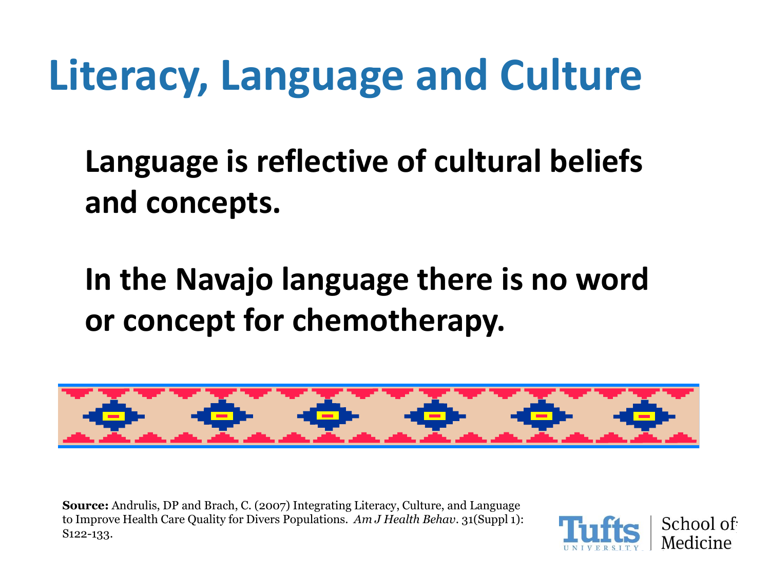# Literacy, Language and Culture

**Language is reflective of cultural beliefs and concepts.**

**In the Navajo language there is no word or concept for chemotherapy.**

**Source:** Andrulis, DP and Brach, C. (2007) Integrating Literacy, Culture, and Language to Improve Health Care Quality for Divers Populations. *Am J Health Behav*. 31(Suppl 1): S122-133.

Tufts UNIVERSITY | School of Medicine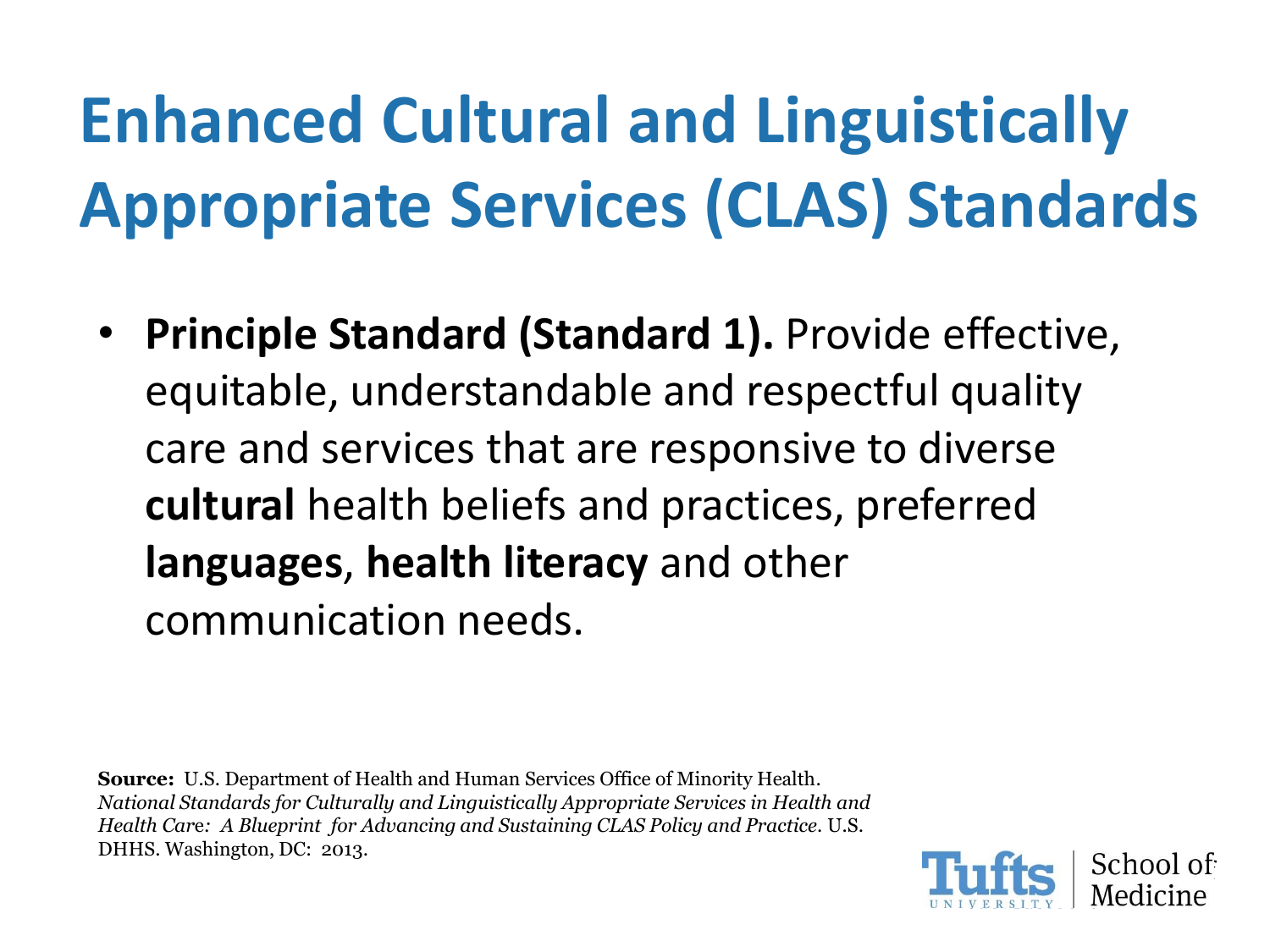# Enhanced Cultural and Linguistically Appropriate Services (CLAS) Standards

- **Principle Standard (Standard 1).** Provide effective, equitable, understandable and respectful quality care and services that are responsive to diverse **cultural** health beliefs and practices, preferred **languages**, **health literacy** and other communication needs.

**Source:** U.S. Department of Health and Human Services Office of Minority Health. *National Standards for Culturally and Linguistically Appropriate Services in Health and Health Care: A Blueprint for Advancing and Sustaining CLAS Policy and Practice*. U.S. DHHS. Washington, DC: 2013.

Tufts University | School of Medicine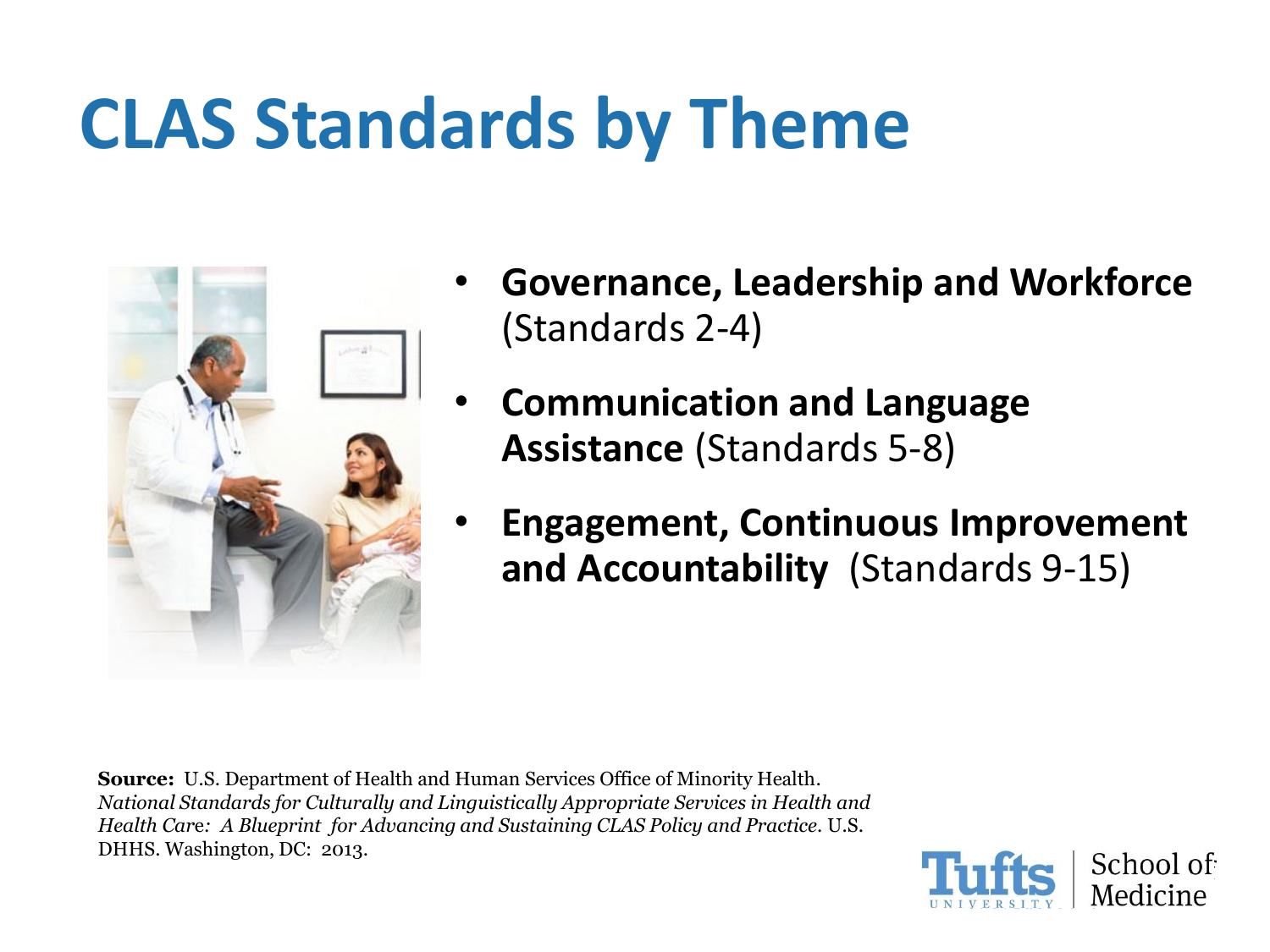# CLAS Standards by Theme

- **Governance, Leadership and Workforce** (Standards 2-4)
- **Communication and Language Assistance** (Standards 5-8)
- **Engagement, Continuous Improvement and Accountability** (Standards 9-15)

**Source:** U.S. Department of Health and Human Services Office of Minority Health. *National Standards for Culturally and Linguistically Appropriate Services in Health and Health Care: A Blueprint for Advancing and Sustaining CLAS Policy and Practice*. U.S. DHHS. Washington, DC: 2013.

Tufts University | School of Medicine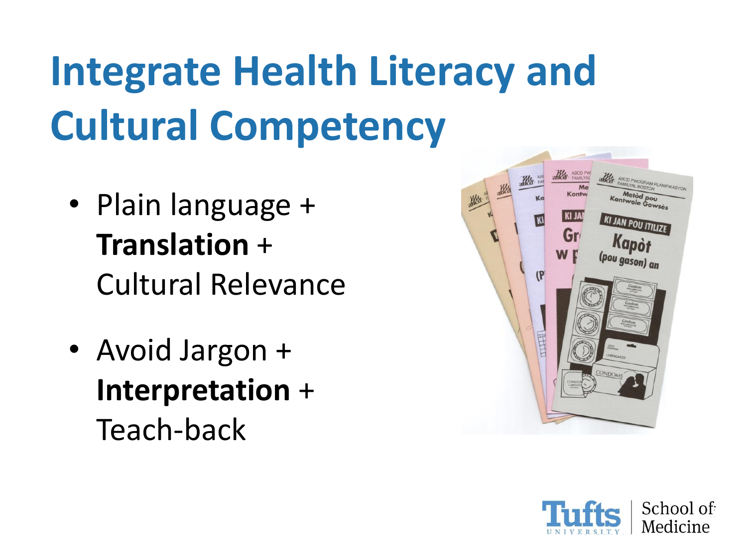# Integrate Health Literacy and Cultural Competency

- Plain language + **Translation** + Cultural Relevance
- Avoid Jargon + **Interpretation** + Teach-back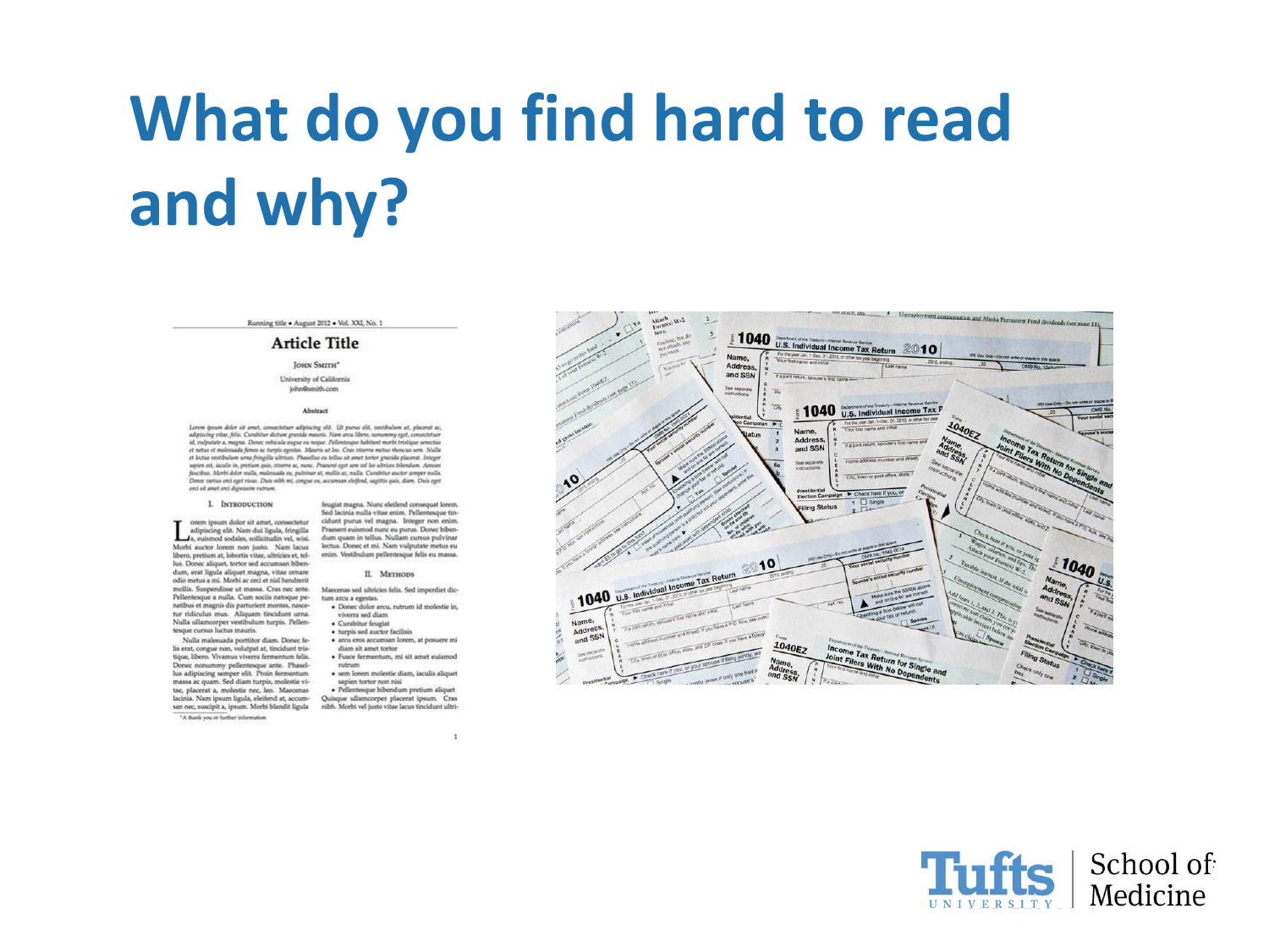# What do you find hard to read and why?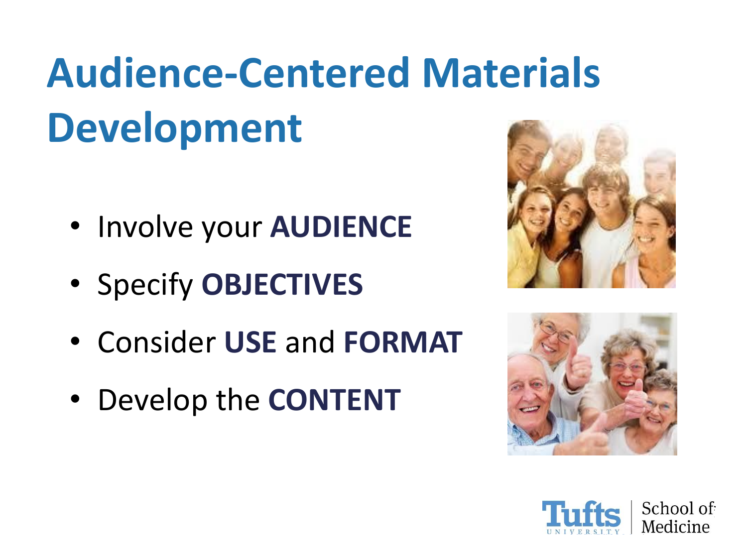# Audience-Centered Materials Development

- Involve your **AUDIENCE**
- Specify **OBJECTIVES**
- Consider **USE** and **FORMAT**
- Develop the **CONTENT**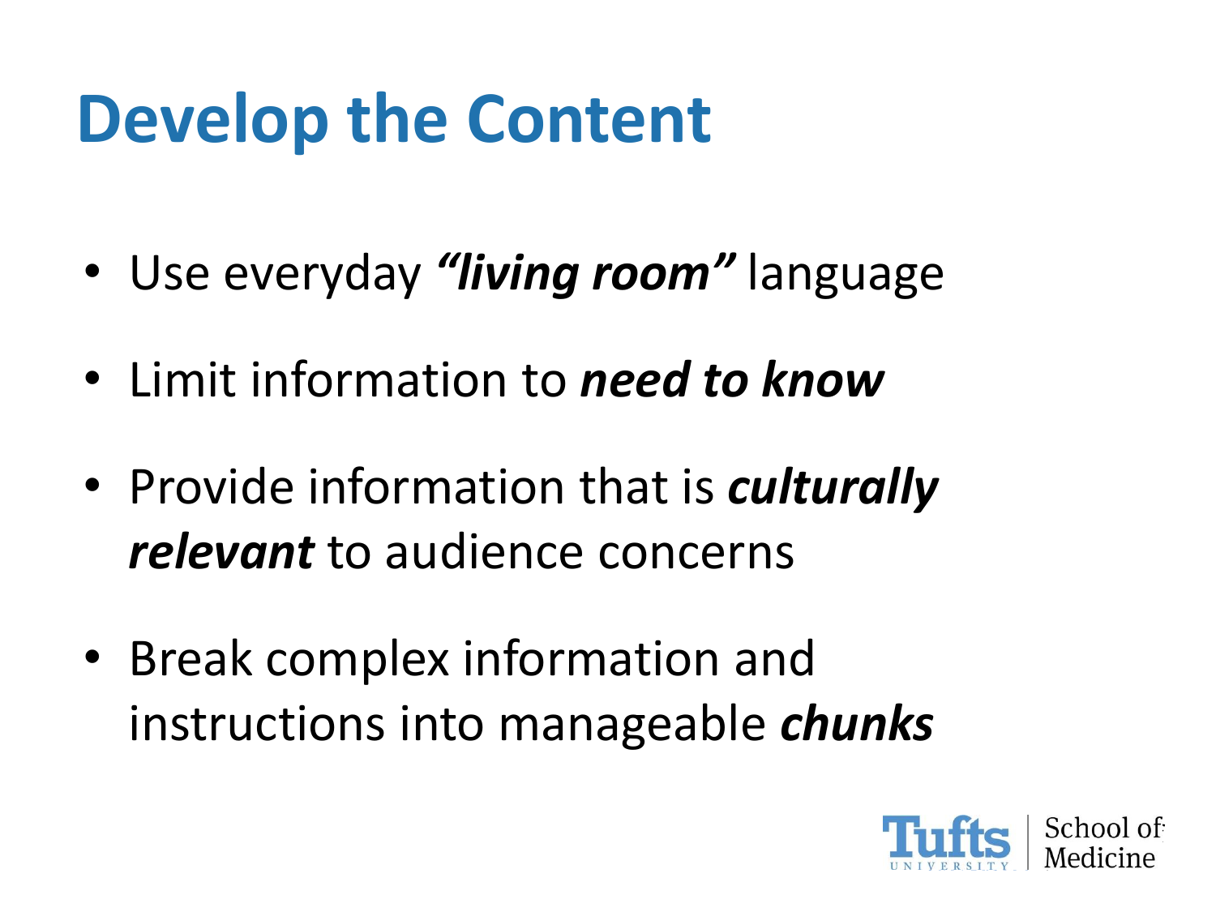# Develop the Content

- Use everyday ***"living room"*** language
- Limit information to ***need to know***
- Provide information that is ***culturally relevant*** to audience concerns
- Break complex information and instructions into manageable ***chunks***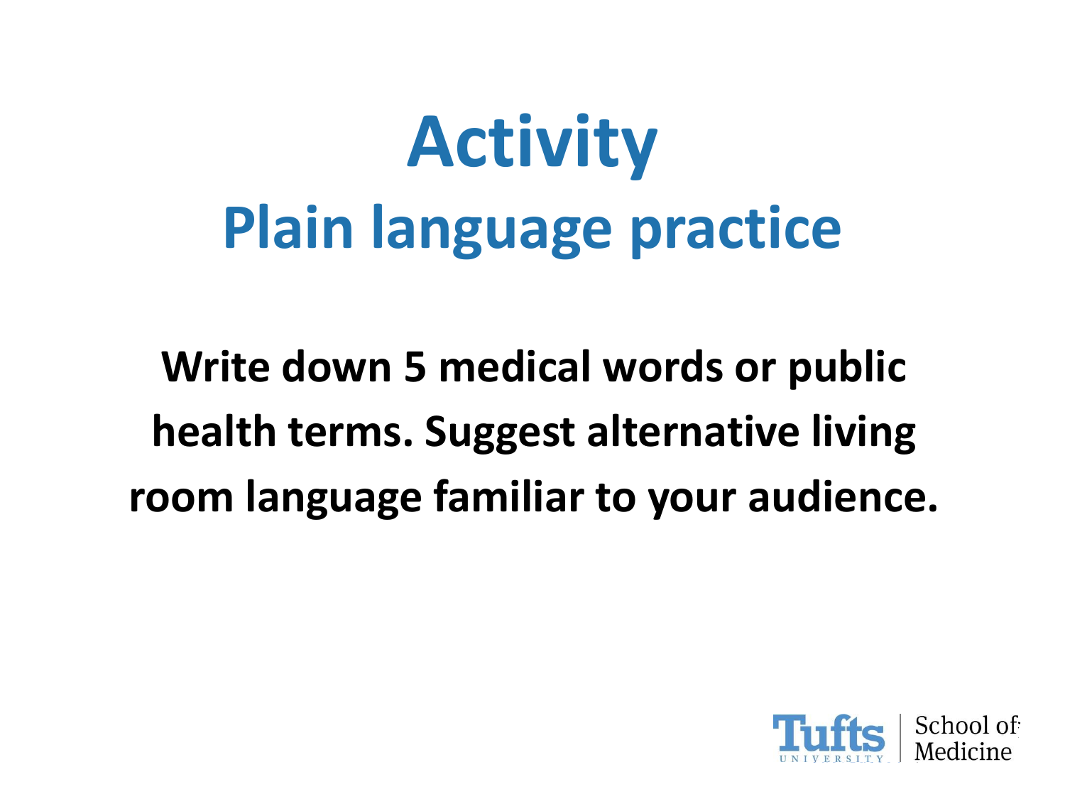# Activity

## Plain language practice

**Write down 5 medical words or public health terms. Suggest alternative living room language familiar to your audience.**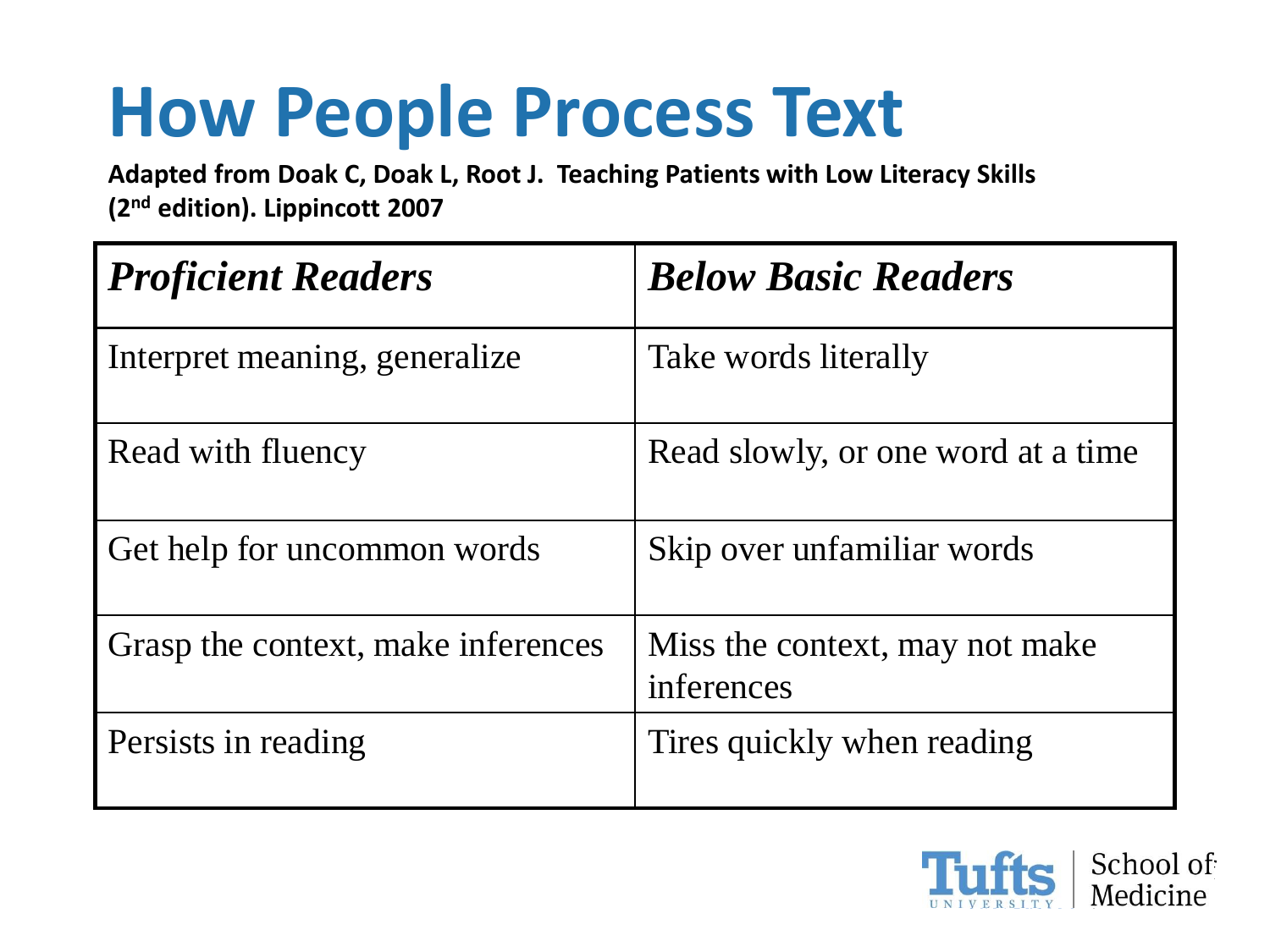# How People Process Text

**Adapted from Doak C, Doak L, Root J. Teaching Patients with Low Literacy Skills (2nd edition). Lippincott 2007**

| *Proficient Readers* | *Below Basic Readers* |
| --- | --- |
| Interpret meaning, generalize | Take words literally |
| Read with fluency | Read slowly, or one word at a time |
| Get help for uncommon words | Skip over unfamiliar words |
| Grasp the context, make inferences | Miss the context, may not make inferences |
| Persists in reading | Tires quickly when reading |

Tufts University | School of Medicine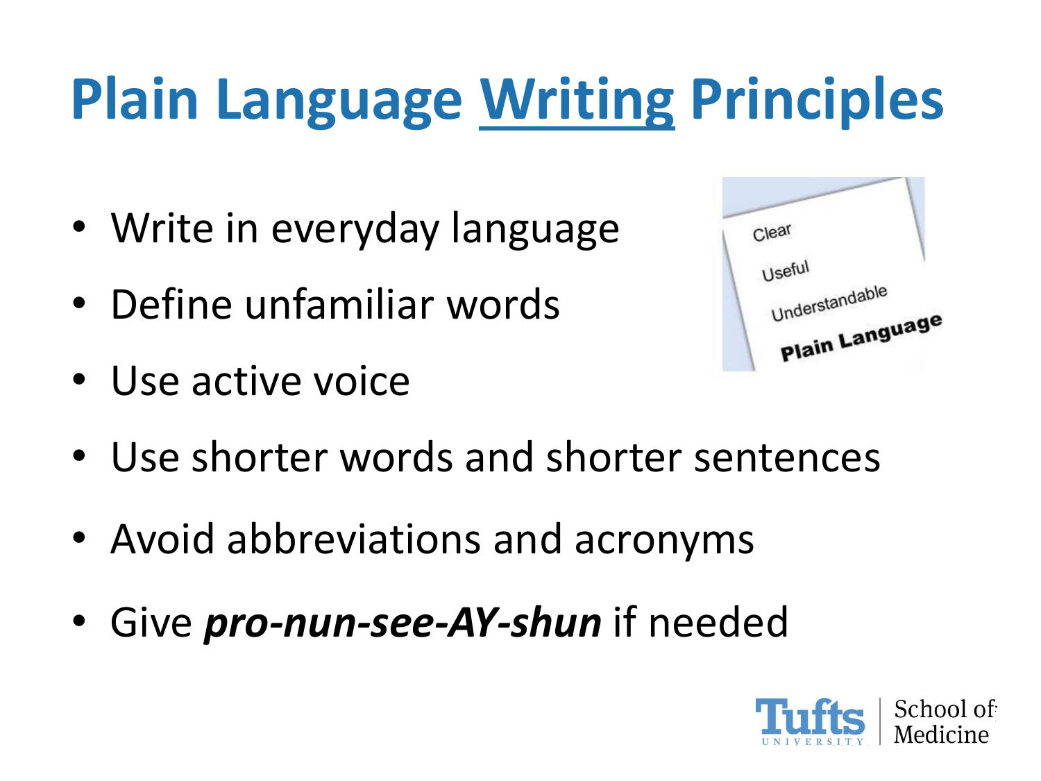# Plain Language Writing Principles

- Write in everyday language
- Define unfamiliar words
- Use active voice
- Use shorter words and shorter sentences
- Avoid abbreviations and acronyms
- Give ***pro-nun-see-AY-shun*** if needed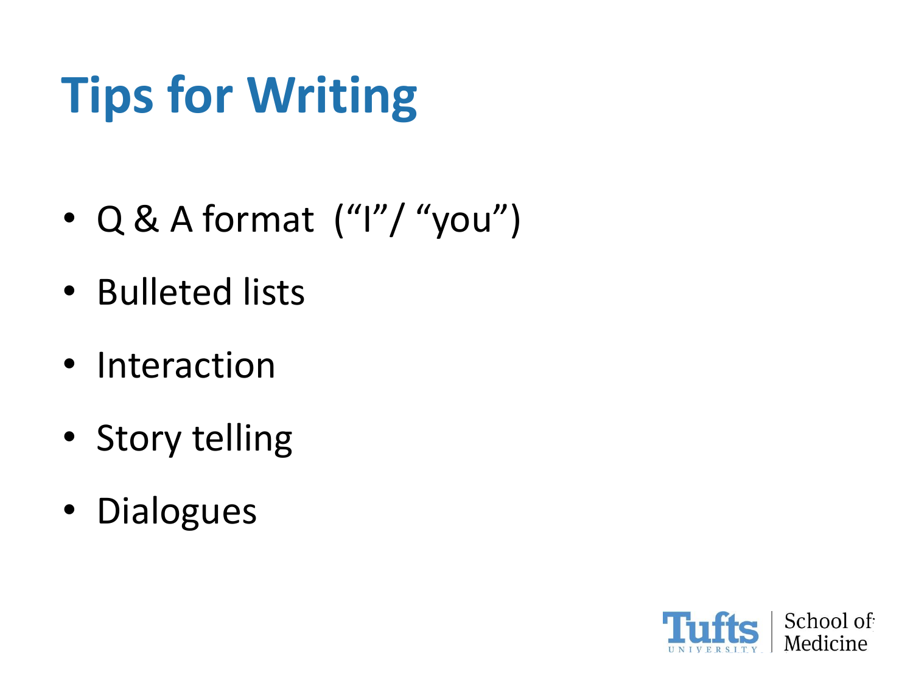# Tips for Writing

- Q & A format (“I”/ “you”)
- Bulleted lists
- Interaction
- Story telling
- Dialogues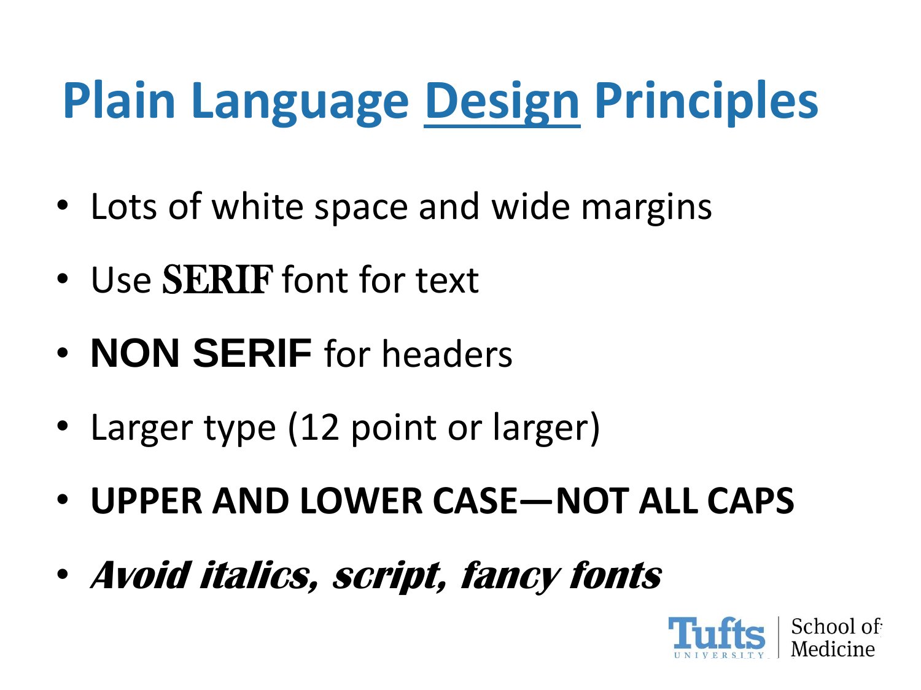# Plain Language Design Principles

- Lots of white space and wide margins
- Use SERIF font for text
- **NON SERIF** for headers
- Larger type (12 point or larger)
- **UPPER AND LOWER CASE—NOT ALL CAPS**
- ***Avoid italics, script, fancy fonts***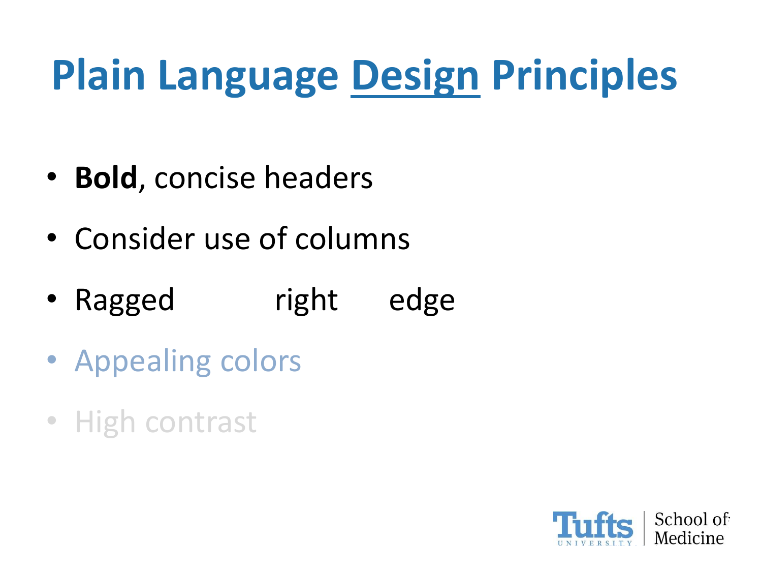# Plain Language Design Principles

- **Bold**, concise headers
- Consider use of columns
- Ragged right edge
- Appealing colors
- High contrast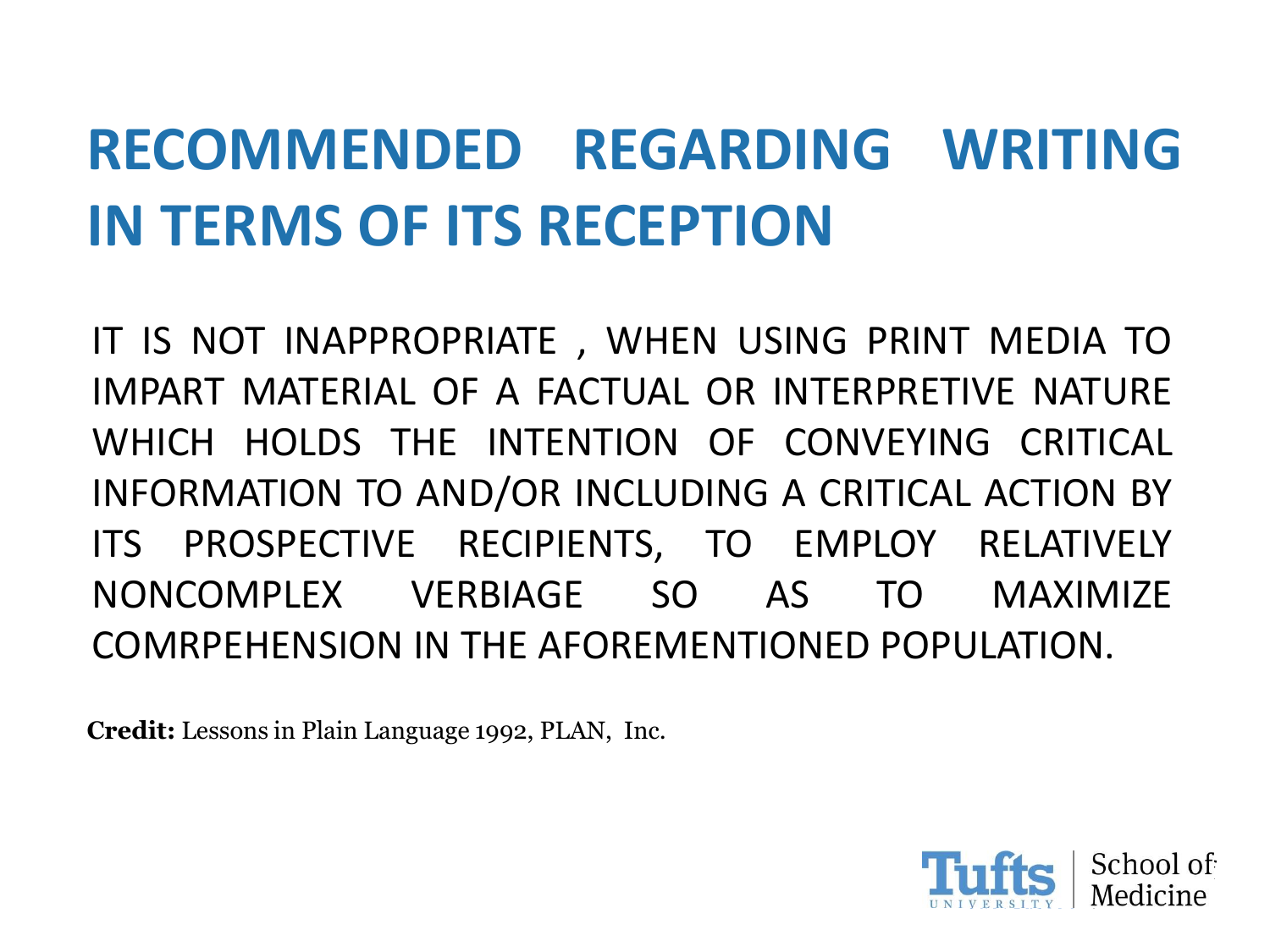# RECOMMENDED REGARDING WRITING IN TERMS OF ITS RECEPTION

IT IS NOT INAPPROPRIATE , WHEN USING PRINT MEDIA TO IMPART MATERIAL OF A FACTUAL OR INTERPRETIVE NATURE WHICH HOLDS THE INTENTION OF CONVEYING CRITICAL INFORMATION TO AND/OR INCLUDING A CRITICAL ACTION BY ITS PROSPECTIVE RECIPIENTS, TO EMPLOY RELATIVELY NONCOMPLEX VERBIAGE SO AS TO MAXIMIZE COMRPEHENSION IN THE AFOREMENTIONED POPULATION.

**Credit:** Lessons in Plain Language 1992, PLAN, Inc.

Tufts UNIVERSITY | School of Medicine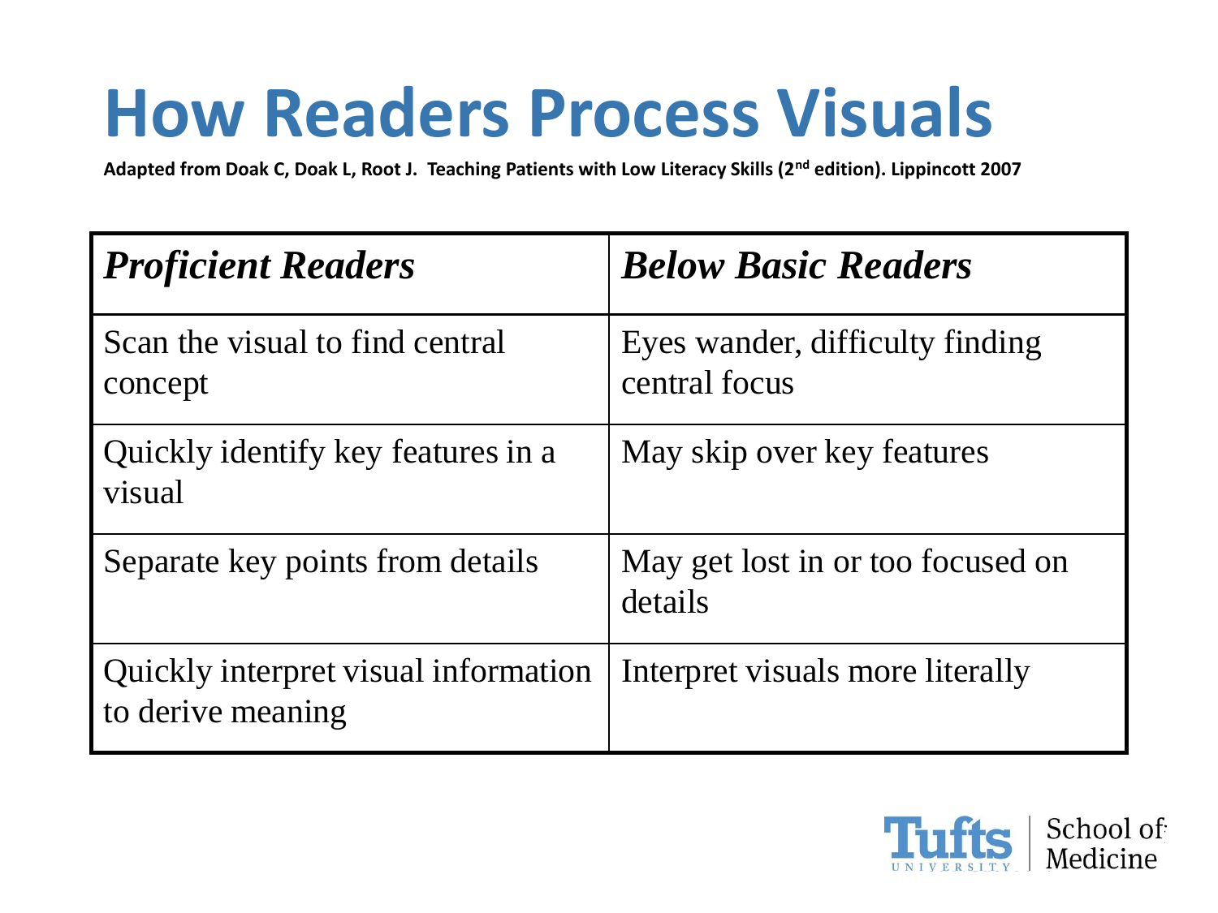# How Readers Process Visuals

**Adapted from Doak C, Doak L, Root J. Teaching Patients with Low Literacy Skills (2nd edition). Lippincott 2007**

| ***Proficient Readers*** | ***Below Basic Readers*** |
|---|---|
| Scan the visual to find central concept | Eyes wander, difficulty finding central focus |
| Quickly identify key features in a visual | May skip over key features |
| Separate key points from details | May get lost in or too focused on details |
| Quickly interpret visual information to derive meaning | Interpret visuals more literally |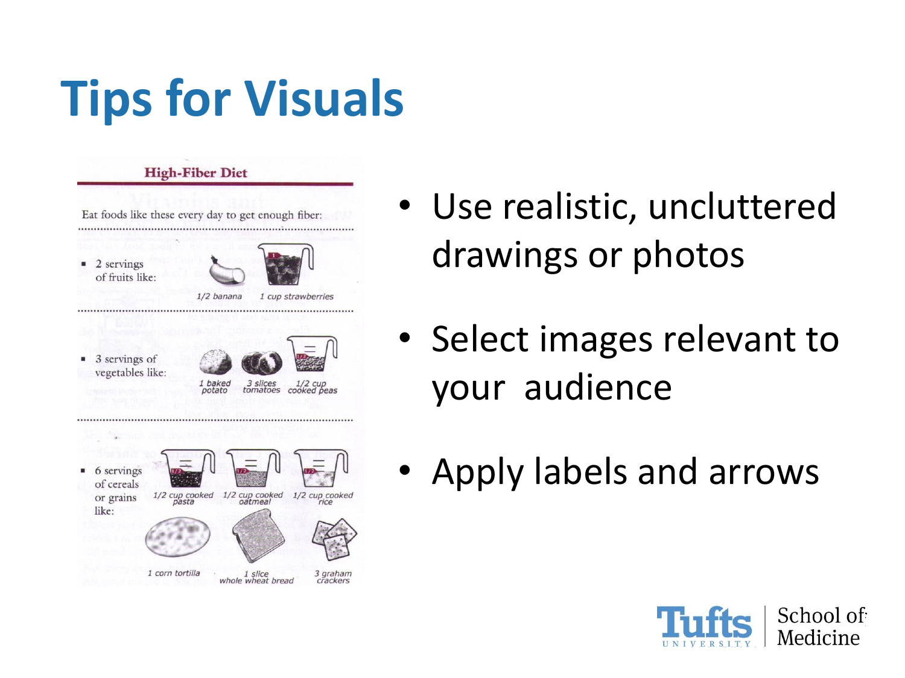# Tips for Visuals

**High-Fiber Diet**

Eat foods like these every day to get enough fiber:

- 2 servings of fruits like:
  1/2 banana, 1 cup strawberries
- 3 servings of vegetables like:
  1 baked potato, 3 slices tomatoes, 1/2 cup cooked peas
- 6 servings of cereals or grains like:
  1/2 cup cooked pasta, 1/2 cup cooked oatmeal, 1/2 cup cooked rice, 1 corn tortilla, 1 slice whole wheat bread, 3 graham crackers

- Use realistic, uncluttered drawings or photos
- Select images relevant to your audience
- Apply labels and arrows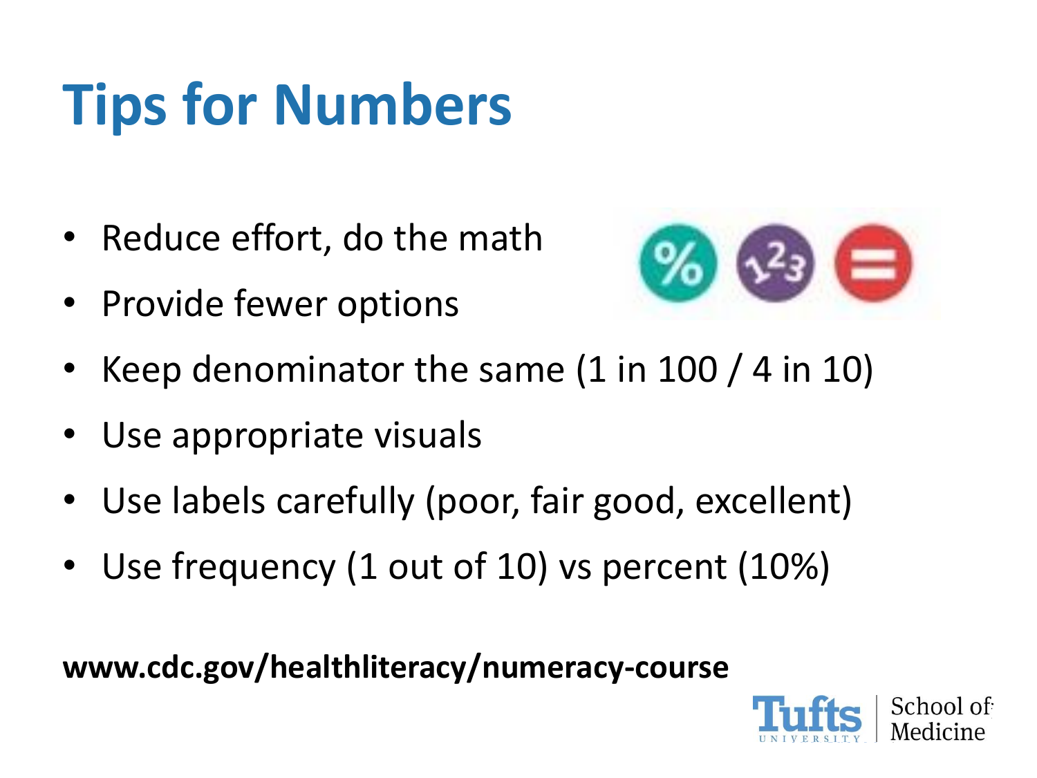# Tips for Numbers

- Reduce effort, do the math
- Provide fewer options
- Keep denominator the same (1 in 100 / 4 in 10)
- Use appropriate visuals
- Use labels carefully (poor, fair good, excellent)
- Use frequency (1 out of 10) vs percent (10%)

**www.cdc.gov/healthliteracy/numeracy-course**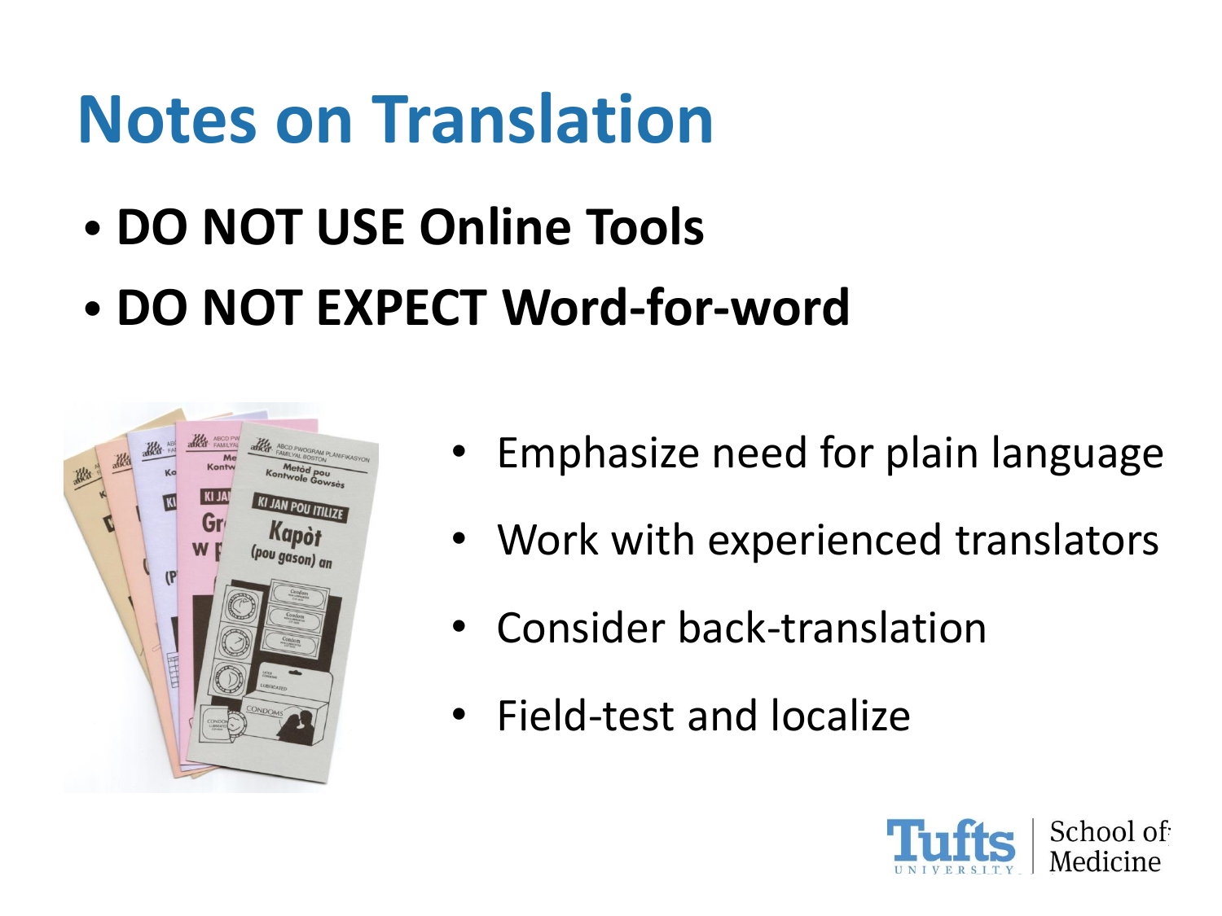# Notes on Translation

- **DO NOT USE Online Tools**
- **DO NOT EXPECT Word-for-word**

- Emphasize need for plain language
- Work with experienced translators
- Consider back-translation
- Field-test and localize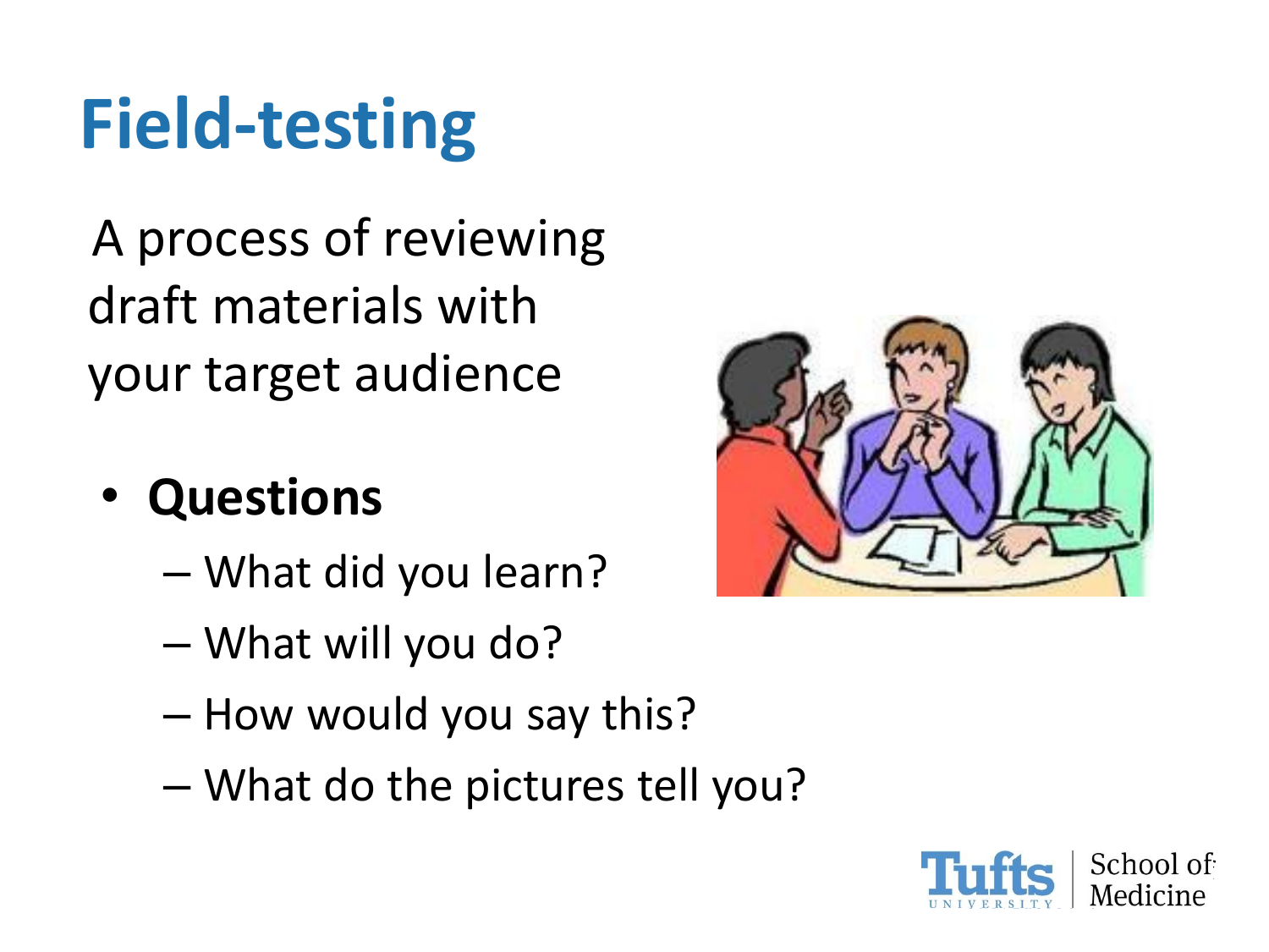# Field-testing

A process of reviewing draft materials with your target audience

- **Questions**
  - What did you learn?
  - What will you do?
  - How would you say this?
  - What do the pictures tell you?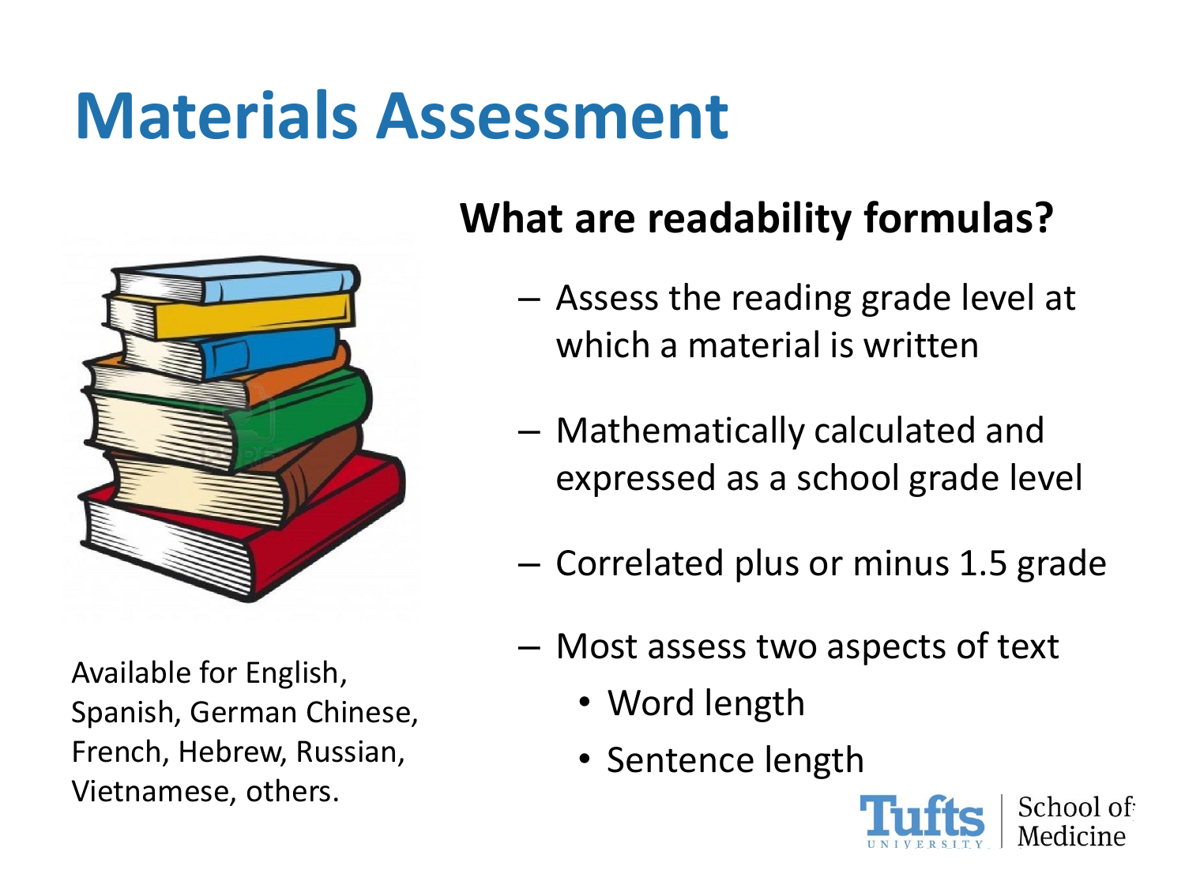# Materials Assessment

## What are readability formulas?

- Assess the reading grade level at which a material is written
- Mathematically calculated and expressed as a school grade level
- Correlated plus or minus 1.5 grade
- Most assess two aspects of text
  - Word length
  - Sentence length

Available for English, Spanish, German Chinese, French, Hebrew, Russian, Vietnamese, others.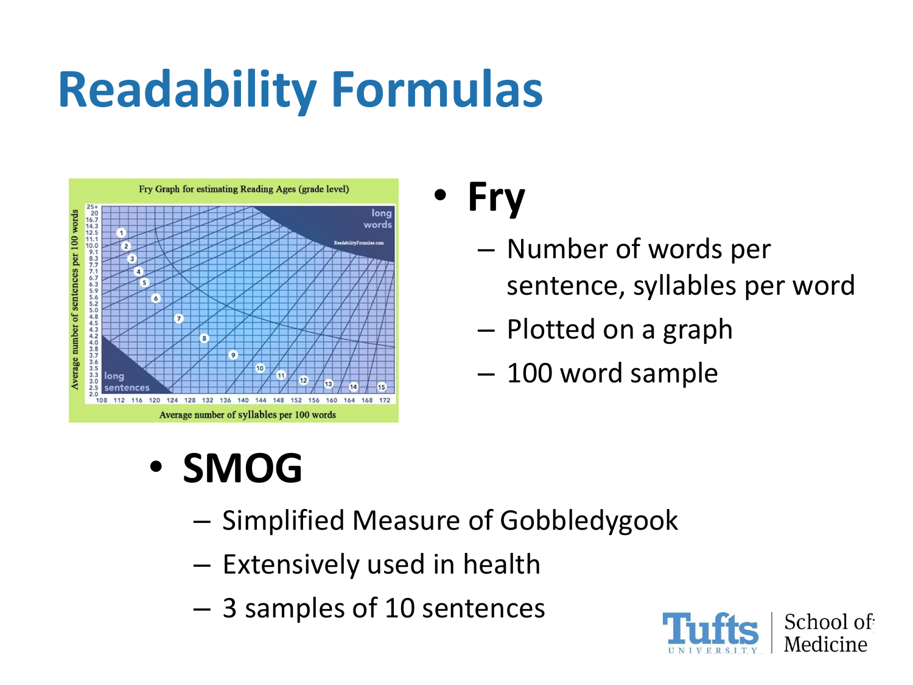# Readability Formulas

- **Fry**
  - Number of words per sentence, syllables per word
  - Plotted on a graph
  - 100 word sample

- **SMOG**
  - Simplified Measure of Gobbledygook
  - Extensively used in health
  - 3 samples of 10 sentences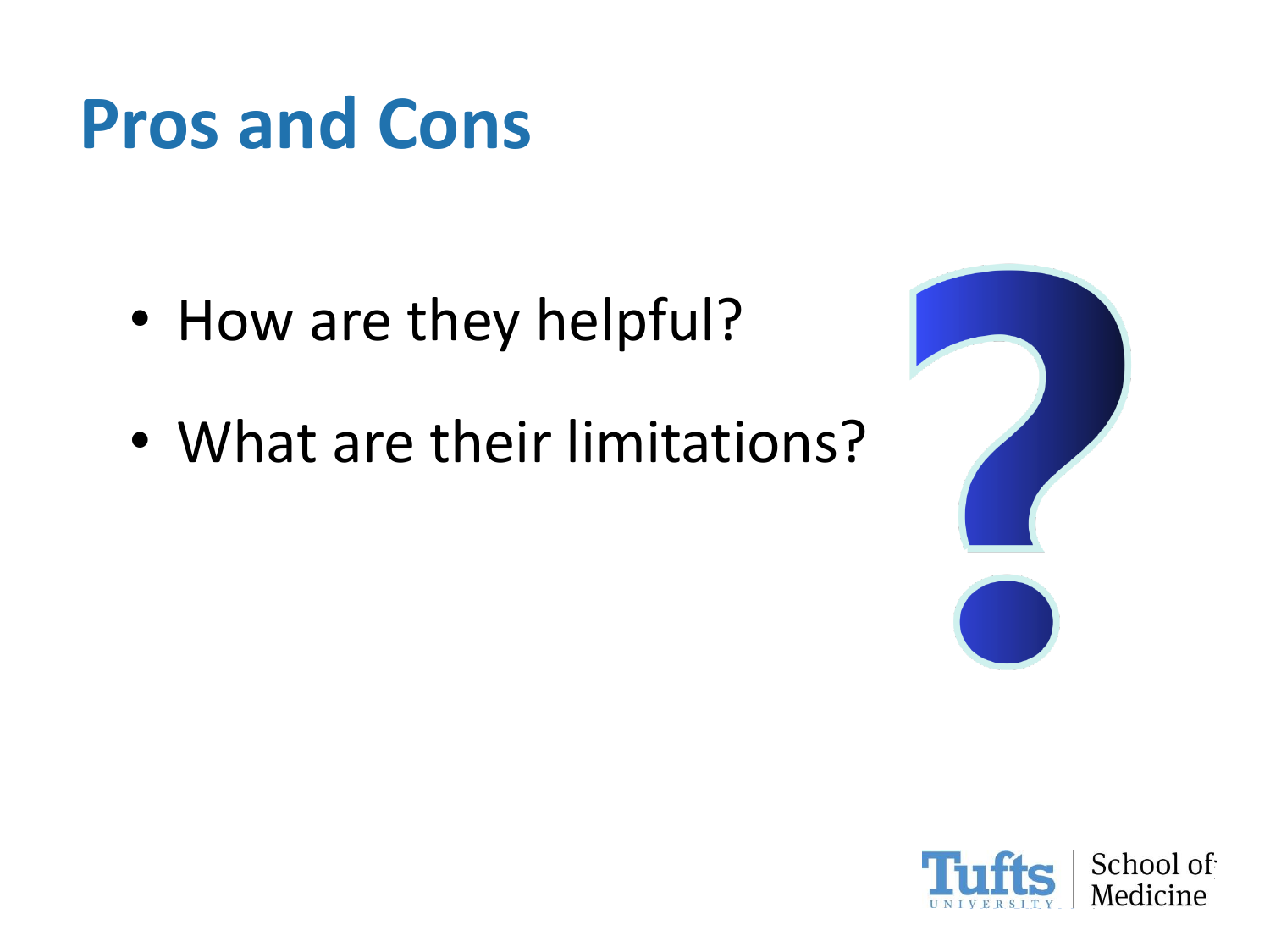# Pros and Cons

- How are they helpful?
- What are their limitations?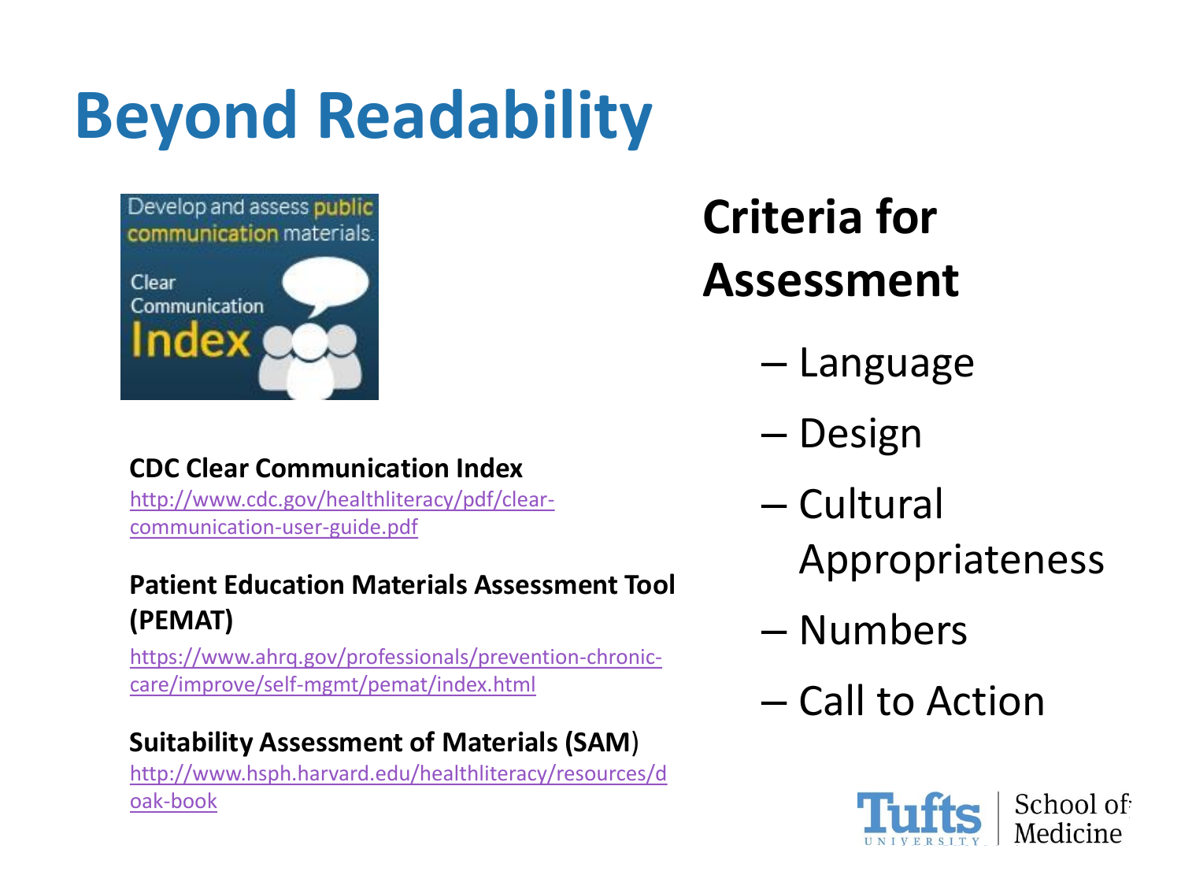# Beyond Readability

**CDC Clear Communication Index**
http://www.cdc.gov/healthliteracy/pdf/clear-communication-user-guide.pdf

**Patient Education Materials Assessment Tool (PEMAT)**
https://www.ahrq.gov/professionals/prevention-chronic-care/improve/self-mgmt/pemat/index.html

**Suitability Assessment of Materials (SAM)**
http://www.hsph.harvard.edu/healthliteracy/resources/doak-book

## Criteria for Assessment

- Language
- Design
- Cultural Appropriateness
- Numbers
- Call to Action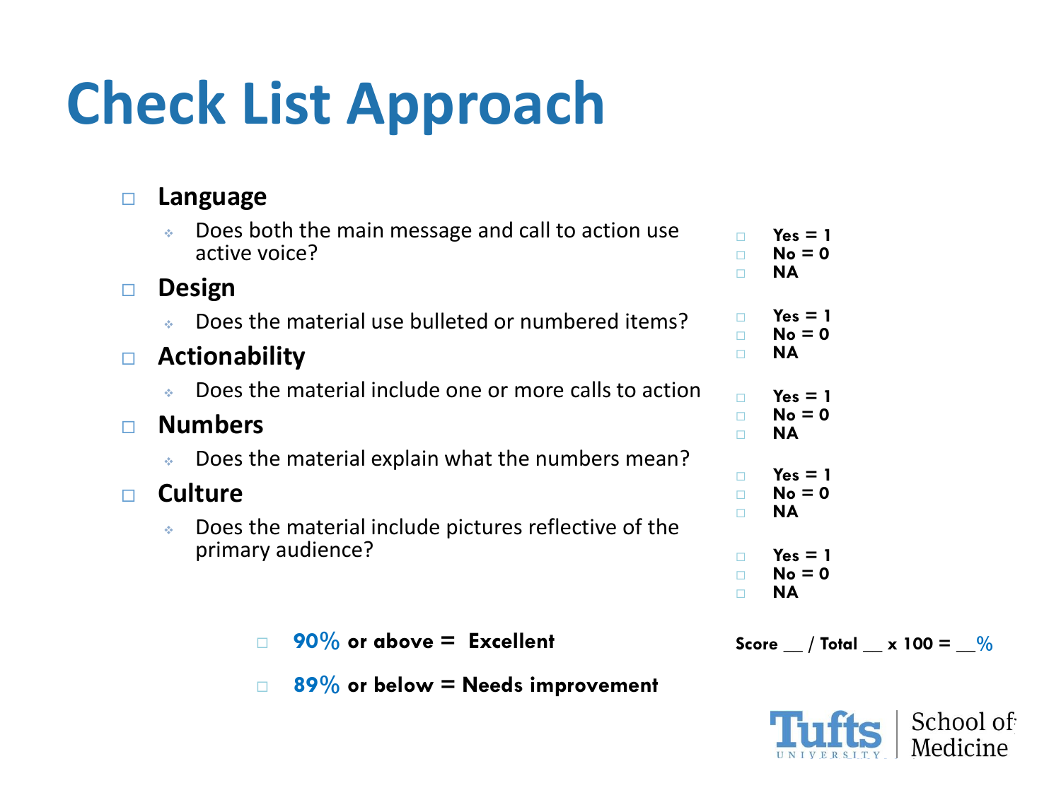# Check List Approach

- **Language**
  - Does both the main message and call to action use active voice?
    - **Yes = 1**
    - **No = 0**
    - **NA**
- **Design**
  - Does the material use bulleted or numbered items?
    - **Yes = 1**
    - **No = 0**
    - **NA**
- **Actionability**
  - Does the material include one or more calls to action
    - **Yes = 1**
    - **No = 0**
    - **NA**
- **Numbers**
  - Does the material explain what the numbers mean?
    - **Yes = 1**
    - **No = 0**
    - **NA**
- **Culture**
  - Does the material include pictures reflective of the primary audience?
    - **Yes = 1**
    - **No = 0**
    - **NA**

- **90% or above = Excellent**
- **89% or below = Needs improvement**

**Score __ / Total __ x 100 = __%**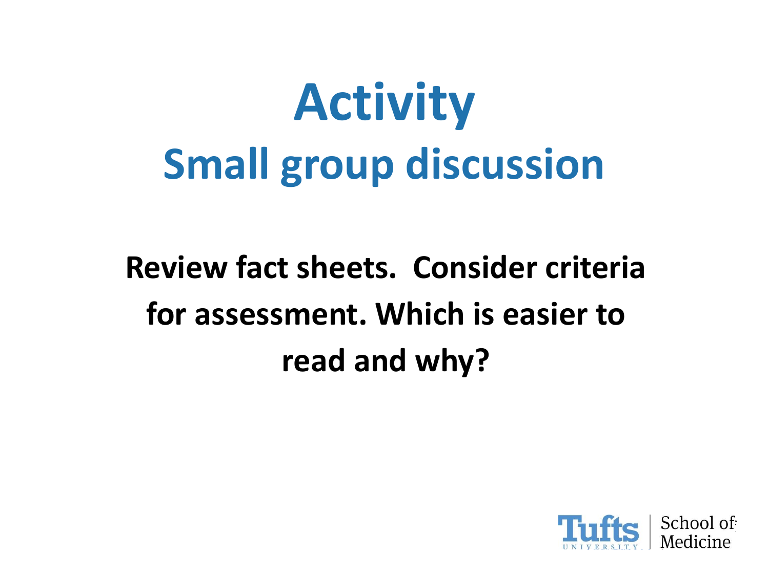# Activity

## Small group discussion

**Review fact sheets. Consider criteria for assessment. Which is easier to read and why?**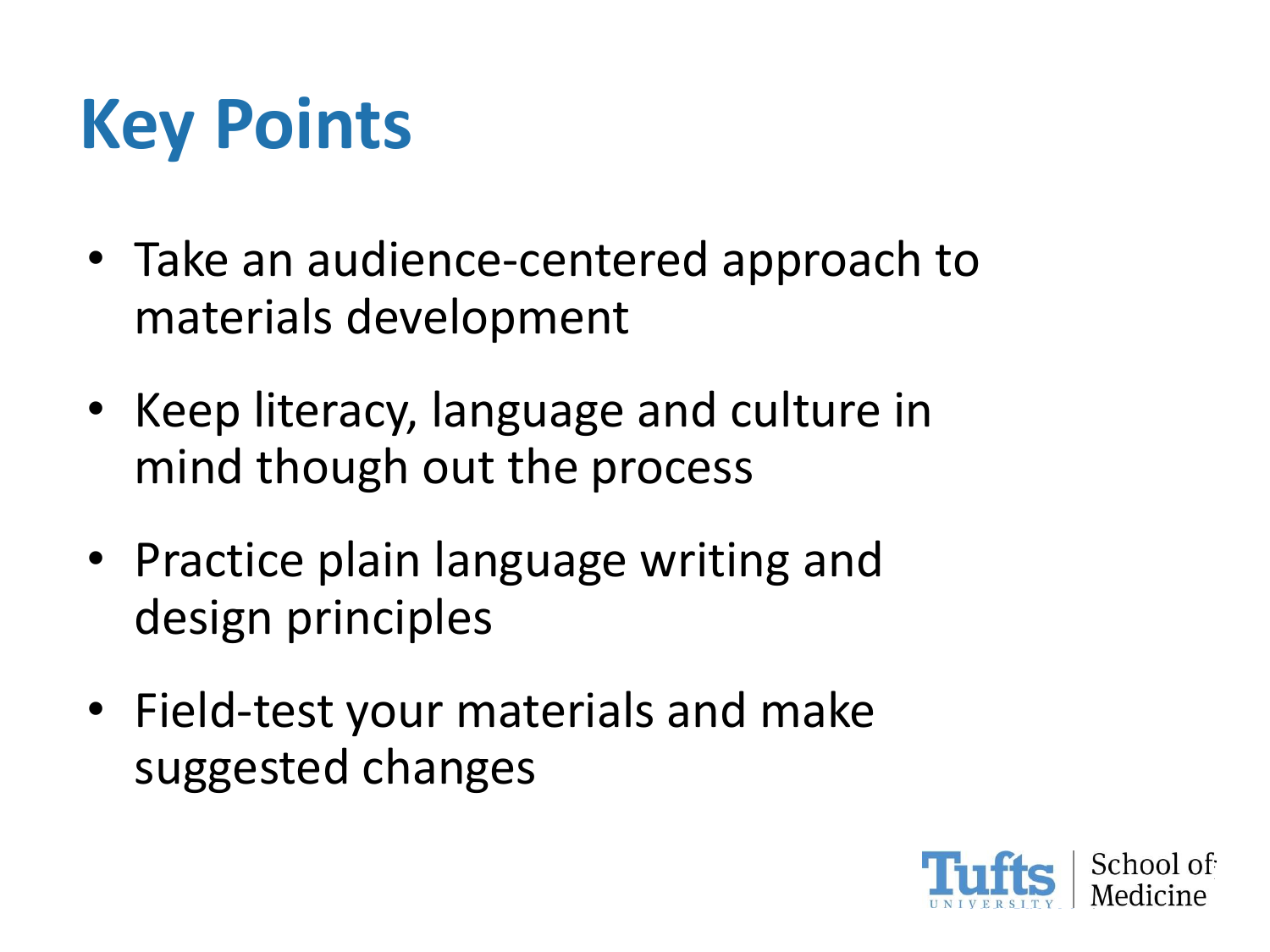# Key Points

- Take an audience-centered approach to materials development
- Keep literacy, language and culture in mind though out the process
- Practice plain language writing and design principles
- Field-test your materials and make suggested changes